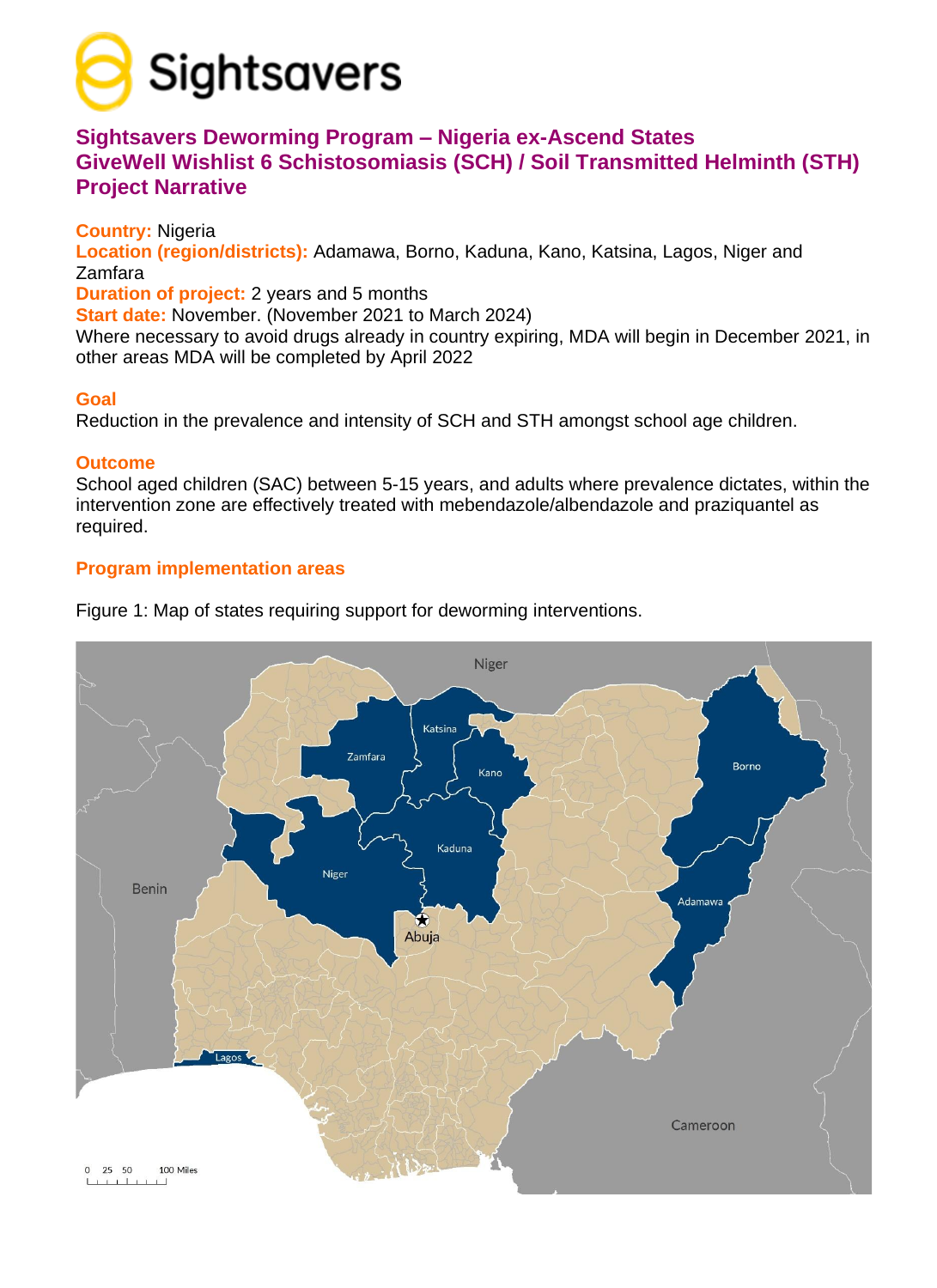# Sightsavers Deworming Program – Nigeria ex-Ascend States
# GiveWell Wishlist 6 Schistosomiasis (SCH) / Soil Transmitted Helminth (STH) Project Narrative

**Country:** Nigeria
**Location (region/districts):** Adamawa, Borno, Kaduna, Kano, Katsina, Lagos, Niger and Zamfara
**Duration of project:** 2 years and 5 months
**Start date:** November. (November 2021 to March 2024)
Where necessary to avoid drugs already in country expiring, MDA will begin in December 2021, in other areas MDA will be completed by April 2022

## Goal

Reduction in the prevalence and intensity of SCH and STH amongst school age children.

## Outcome

School aged children (SAC) between 5-15 years, and adults where prevalence dictates, within the intervention zone are effectively treated with mebendazole/albendazole and praziquantel as required.

## Program implementation areas

Figure 1: Map of states requiring support for deworming interventions.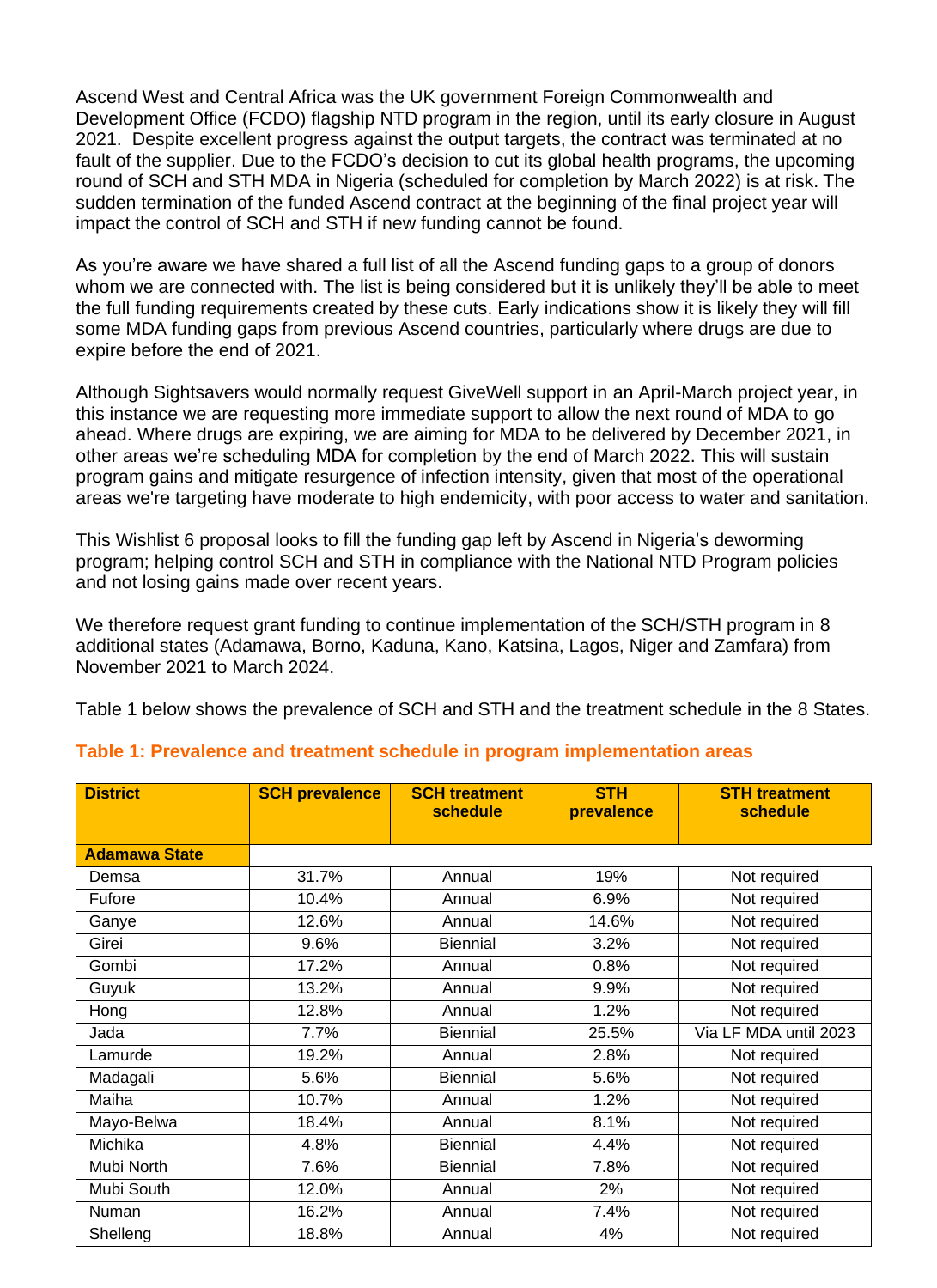Ascend West and Central Africa was the UK government Foreign Commonwealth and Development Office (FCDO) flagship NTD program in the region, until its early closure in August 2021. Despite excellent progress against the output targets, the contract was terminated at no fault of the supplier. Due to the FCDO's decision to cut its global health programs, the upcoming round of SCH and STH MDA in Nigeria (scheduled for completion by March 2022) is at risk. The sudden termination of the funded Ascend contract at the beginning of the final project year will impact the control of SCH and STH if new funding cannot be found.

As you're aware we have shared a full list of all the Ascend funding gaps to a group of donors whom we are connected with. The list is being considered but it is unlikely they'll be able to meet the full funding requirements created by these cuts. Early indications show it is likely they will fill some MDA funding gaps from previous Ascend countries, particularly where drugs are due to expire before the end of 2021.

Although Sightsavers would normally request GiveWell support in an April-March project year, in this instance we are requesting more immediate support to allow the next round of MDA to go ahead. Where drugs are expiring, we are aiming for MDA to be delivered by December 2021, in other areas we're scheduling MDA for completion by the end of March 2022. This will sustain program gains and mitigate resurgence of infection intensity, given that most of the operational areas we're targeting have moderate to high endemicity, with poor access to water and sanitation.

This Wishlist 6 proposal looks to fill the funding gap left by Ascend in Nigeria's deworming program; helping control SCH and STH in compliance with the National NTD Program policies and not losing gains made over recent years.

We therefore request grant funding to continue implementation of the SCH/STH program in 8 additional states (Adamawa, Borno, Kaduna, Kano, Katsina, Lagos, Niger and Zamfara) from November 2021 to March 2024.

Table 1 below shows the prevalence of SCH and STH and the treatment schedule in the 8 States.

**Table 1: Prevalence and treatment schedule in program implementation areas**

| District | SCH prevalence | SCH treatment schedule | STH prevalence | STH treatment schedule |
|---|---|---|---|---|
| **Adamawa State** | | | | |
| Demsa | 31.7% | Annual | 19% | Not required |
| Fufore | 10.4% | Annual | 6.9% | Not required |
| Ganye | 12.6% | Annual | 14.6% | Not required |
| Girei | 9.6% | Biennial | 3.2% | Not required |
| Gombi | 17.2% | Annual | 0.8% | Not required |
| Guyuk | 13.2% | Annual | 9.9% | Not required |
| Hong | 12.8% | Annual | 1.2% | Not required |
| Jada | 7.7% | Biennial | 25.5% | Via LF MDA until 2023 |
| Lamurde | 19.2% | Annual | 2.8% | Not required |
| Madagali | 5.6% | Biennial | 5.6% | Not required |
| Maiha | 10.7% | Annual | 1.2% | Not required |
| Mayo-Belwa | 18.4% | Annual | 8.1% | Not required |
| Michika | 4.8% | Biennial | 4.4% | Not required |
| Mubi North | 7.6% | Biennial | 7.8% | Not required |
| Mubi South | 12.0% | Annual | 2% | Not required |
| Numan | 16.2% | Annual | 7.4% | Not required |
| Shelleng | 18.8% | Annual | 4% | Not required |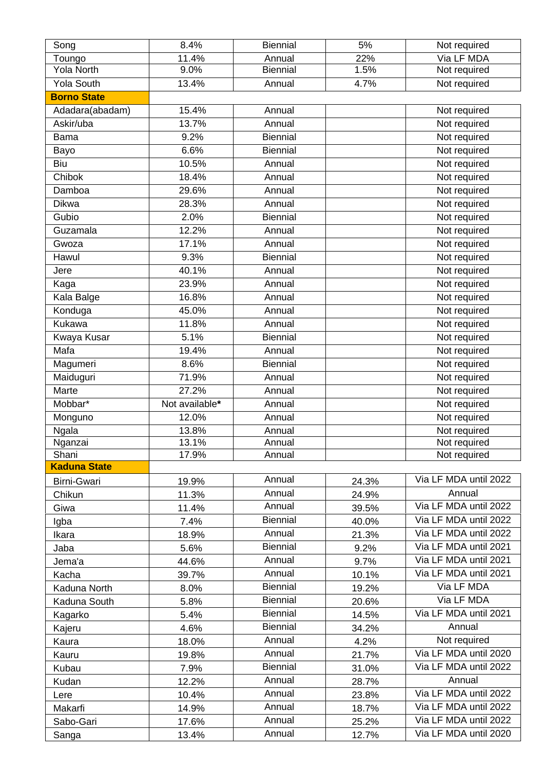| | | | | |
|---|---|---|---|---|
| Song | 8.4% | Biennial | 5% | Not required |
| Toungo | 11.4% | Annual | 22% | Via LF MDA |
| Yola North | 9.0% | Biennial | 1.5% | Not required |
| Yola South | 13.4% | Annual | 4.7% | Not required |
| **Borno State** | | | | |
| Adadara(abadam) | 15.4% | Annual | | Not required |
| Askir/uba | 13.7% | Annual | | Not required |
| Bama | 9.2% | Biennial | | Not required |
| Bayo | 6.6% | Biennial | | Not required |
| Biu | 10.5% | Annual | | Not required |
| Chibok | 18.4% | Annual | | Not required |
| Damboa | 29.6% | Annual | | Not required |
| Dikwa | 28.3% | Annual | | Not required |
| Gubio | 2.0% | Biennial | | Not required |
| Guzamala | 12.2% | Annual | | Not required |
| Gwoza | 17.1% | Annual | | Not required |
| Hawul | 9.3% | Biennial | | Not required |
| Jere | 40.1% | Annual | | Not required |
| Kaga | 23.9% | Annual | | Not required |
| Kala Balge | 16.8% | Annual | | Not required |
| Konduga | 45.0% | Annual | | Not required |
| Kukawa | 11.8% | Annual | | Not required |
| Kwaya Kusar | 5.1% | Biennial | | Not required |
| Mafa | 19.4% | Annual | | Not required |
| Magumeri | 8.6% | Biennial | | Not required |
| Maiduguri | 71.9% | Annual | | Not required |
| Marte | 27.2% | Annual | | Not required |
| Mobbar* | Not available* | Annual | | Not required |
| Monguno | 12.0% | Annual | | Not required |
| Ngala | 13.8% | Annual | | Not required |
| Nganzai | 13.1% | Annual | | Not required |
| Shani | 17.9% | Annual | | Not required |
| **Kaduna State** | | | | |
| Birni-Gwari | 19.9% | Annual | 24.3% | Via LF MDA until 2022 |
| Chikun | 11.3% | Annual | 24.9% | Annual |
| Giwa | 11.4% | Annual | 39.5% | Via LF MDA until 2022 |
| Igba | 7.4% | Biennial | 40.0% | Via LF MDA until 2022 |
| Ikara | 18.9% | Annual | 21.3% | Via LF MDA until 2022 |
| Jaba | 5.6% | Biennial | 9.2% | Via LF MDA until 2021 |
| Jema'a | 44.6% | Annual | 9.7% | Via LF MDA until 2021 |
| Kacha | 39.7% | Annual | 10.1% | Via LF MDA until 2021 |
| Kaduna North | 8.0% | Biennial | 19.2% | Via LF MDA |
| Kaduna South | 5.8% | Biennial | 20.6% | Via LF MDA |
| Kagarko | 5.4% | Biennial | 14.5% | Via LF MDA until 2021 |
| Kajeru | 4.6% | Biennial | 34.2% | Annual |
| Kaura | 18.0% | Annual | 4.2% | Not required |
| Kauru | 19.8% | Annual | 21.7% | Via LF MDA until 2020 |
| Kubau | 7.9% | Biennial | 31.0% | Via LF MDA until 2022 |
| Kudan | 12.2% | Annual | 28.7% | Annual |
| Lere | 10.4% | Annual | 23.8% | Via LF MDA until 2022 |
| Makarfi | 14.9% | Annual | 18.7% | Via LF MDA until 2022 |
| Sabo-Gari | 17.6% | Annual | 25.2% | Via LF MDA until 2022 |
| Sanga | 13.4% | Annual | 12.7% | Via LF MDA until 2020 |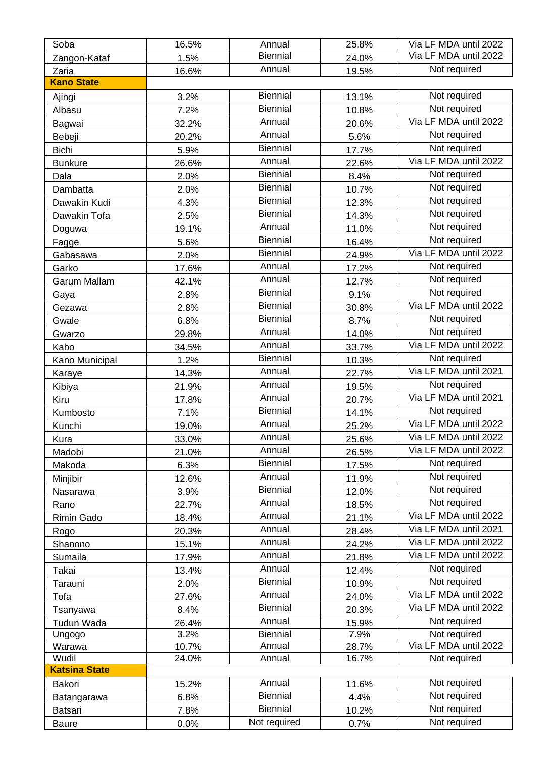| | | | | |
|---|---|---|---|---|
| Soba | 16.5% | Annual | 25.8% | Via LF MDA until 2022 |
| Zangon-Kataf | 1.5% | Biennial | 24.0% | Via LF MDA until 2022 |
| Zaria | 16.6% | Annual | 19.5% | Not required |
| **Kano State** | | | | |
| Ajingi | 3.2% | Biennial | 13.1% | Not required |
| Albasu | 7.2% | Biennial | 10.8% | Not required |
| Bagwai | 32.2% | Annual | 20.6% | Via LF MDA until 2022 |
| Bebeji | 20.2% | Annual | 5.6% | Not required |
| Bichi | 5.9% | Biennial | 17.7% | Not required |
| Bunkure | 26.6% | Annual | 22.6% | Via LF MDA until 2022 |
| Dala | 2.0% | Biennial | 8.4% | Not required |
| Dambatta | 2.0% | Biennial | 10.7% | Not required |
| Dawakin Kudi | 4.3% | Biennial | 12.3% | Not required |
| Dawakin Tofa | 2.5% | Biennial | 14.3% | Not required |
| Doguwa | 19.1% | Annual | 11.0% | Not required |
| Fagge | 5.6% | Biennial | 16.4% | Not required |
| Gabasawa | 2.0% | Biennial | 24.9% | Via LF MDA until 2022 |
| Garko | 17.6% | Annual | 17.2% | Not required |
| Garum Mallam | 42.1% | Annual | 12.7% | Not required |
| Gaya | 2.8% | Biennial | 9.1% | Not required |
| Gezawa | 2.8% | Biennial | 30.8% | Via LF MDA until 2022 |
| Gwale | 6.8% | Biennial | 8.7% | Not required |
| Gwarzo | 29.8% | Annual | 14.0% | Not required |
| Kabo | 34.5% | Annual | 33.7% | Via LF MDA until 2022 |
| Kano Municipal | 1.2% | Biennial | 10.3% | Not required |
| Karaye | 14.3% | Annual | 22.7% | Via LF MDA until 2021 |
| Kibiya | 21.9% | Annual | 19.5% | Not required |
| Kiru | 17.8% | Annual | 20.7% | Via LF MDA until 2021 |
| Kumbosto | 7.1% | Biennial | 14.1% | Not required |
| Kunchi | 19.0% | Annual | 25.2% | Via LF MDA until 2022 |
| Kura | 33.0% | Annual | 25.6% | Via LF MDA until 2022 |
| Madobi | 21.0% | Annual | 26.5% | Via LF MDA until 2022 |
| Makoda | 6.3% | Biennial | 17.5% | Not required |
| Minjibir | 12.6% | Annual | 11.9% | Not required |
| Nasarawa | 3.9% | Biennial | 12.0% | Not required |
| Rano | 22.7% | Annual | 18.5% | Not required |
| Rimin Gado | 18.4% | Annual | 21.1% | Via LF MDA until 2022 |
| Rogo | 20.3% | Annual | 28.4% | Via LF MDA until 2021 |
| Shanono | 15.1% | Annual | 24.2% | Via LF MDA until 2022 |
| Sumaila | 17.9% | Annual | 21.8% | Via LF MDA until 2022 |
| Takai | 13.4% | Annual | 12.4% | Not required |
| Tarauni | 2.0% | Biennial | 10.9% | Not required |
| Tofa | 27.6% | Annual | 24.0% | Via LF MDA until 2022 |
| Tsanyawa | 8.4% | Biennial | 20.3% | Via LF MDA until 2022 |
| Tudun Wada | 26.4% | Annual | 15.9% | Not required |
| Ungogo | 3.2% | Biennial | 7.9% | Not required |
| Warawa | 10.7% | Annual | 28.7% | Via LF MDA until 2022 |
| Wudil | 24.0% | Annual | 16.7% | Not required |
| **Katsina State** | | | | |
| Bakori | 15.2% | Annual | 11.6% | Not required |
| Batangarawa | 6.8% | Biennial | 4.4% | Not required |
| Batsari | 7.8% | Biennial | 10.2% | Not required |
| Baure | 0.0% | Not required | 0.7% | Not required |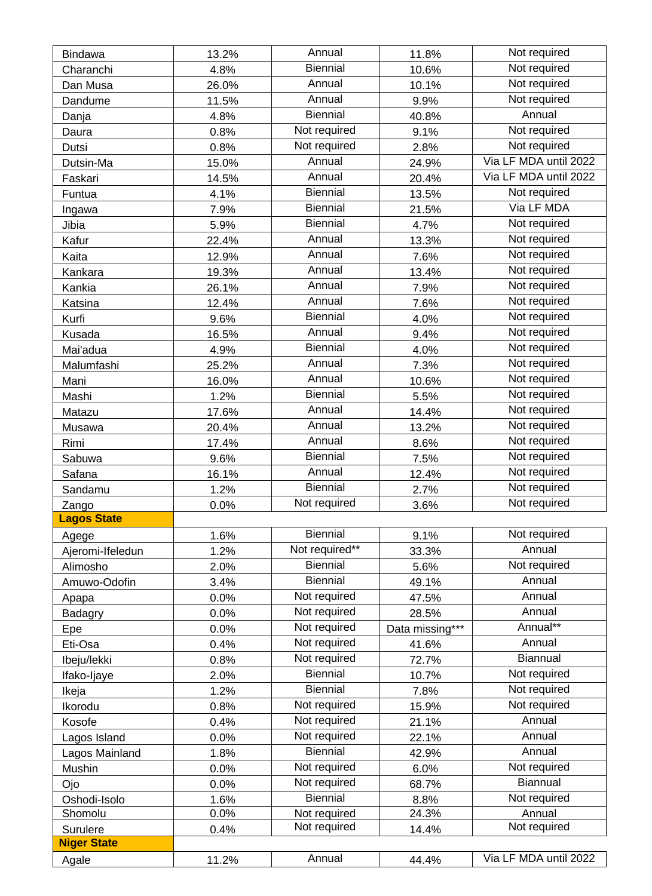| | | | | |
|---|---|---|---|---|
| Bindawa | 13.2% | Annual | 11.8% | Not required |
| Charanchi | 4.8% | Biennial | 10.6% | Not required |
| Dan Musa | 26.0% | Annual | 10.1% | Not required |
| Dandume | 11.5% | Annual | 9.9% | Not required |
| Danja | 4.8% | Biennial | 40.8% | Annual |
| Daura | 0.8% | Not required | 9.1% | Not required |
| Dutsi | 0.8% | Not required | 2.8% | Not required |
| Dutsin-Ma | 15.0% | Annual | 24.9% | Via LF MDA until 2022 |
| Faskari | 14.5% | Annual | 20.4% | Via LF MDA until 2022 |
| Funtua | 4.1% | Biennial | 13.5% | Not required |
| Ingawa | 7.9% | Biennial | 21.5% | Via LF MDA |
| Jibia | 5.9% | Biennial | 4.7% | Not required |
| Kafur | 22.4% | Annual | 13.3% | Not required |
| Kaita | 12.9% | Annual | 7.6% | Not required |
| Kankara | 19.3% | Annual | 13.4% | Not required |
| Kankia | 26.1% | Annual | 7.9% | Not required |
| Katsina | 12.4% | Annual | 7.6% | Not required |
| Kurfi | 9.6% | Biennial | 4.0% | Not required |
| Kusada | 16.5% | Annual | 9.4% | Not required |
| Mai'adua | 4.9% | Biennial | 4.0% | Not required |
| Malumfashi | 25.2% | Annual | 7.3% | Not required |
| Mani | 16.0% | Annual | 10.6% | Not required |
| Mashi | 1.2% | Biennial | 5.5% | Not required |
| Matazu | 17.6% | Annual | 14.4% | Not required |
| Musawa | 20.4% | Annual | 13.2% | Not required |
| Rimi | 17.4% | Annual | 8.6% | Not required |
| Sabuwa | 9.6% | Biennial | 7.5% | Not required |
| Safana | 16.1% | Annual | 12.4% | Not required |
| Sandamu | 1.2% | Biennial | 2.7% | Not required |
| Zango | 0.0% | Not required | 3.6% | Not required |
| **Lagos State** | | | | |
| Agege | 1.6% | Biennial | 9.1% | Not required |
| Ajeromi-Ifeledun | 1.2% | Not required** | 33.3% | Annual |
| Alimosho | 2.0% | Biennial | 5.6% | Not required |
| Amuwo-Odofin | 3.4% | Biennial | 49.1% | Annual |
| Apapa | 0.0% | Not required | 47.5% | Annual |
| Badagry | 0.0% | Not required | 28.5% | Annual |
| Epe | 0.0% | Not required | Data missing*** | Annual** |
| Eti-Osa | 0.4% | Not required | 41.6% | Annual |
| Ibeju/lekki | 0.8% | Not required | 72.7% | Biannual |
| Ifako-Ijaye | 2.0% | Biennial | 10.7% | Not required |
| Ikeja | 1.2% | Biennial | 7.8% | Not required |
| Ikorodu | 0.8% | Not required | 15.9% | Not required |
| Kosofe | 0.4% | Not required | 21.1% | Annual |
| Lagos Island | 0.0% | Not required | 22.1% | Annual |
| Lagos Mainland | 1.8% | Biennial | 42.9% | Annual |
| Mushin | 0.0% | Not required | 6.0% | Not required |
| Ojo | 0.0% | Not required | 68.7% | Biannual |
| Oshodi-Isolo | 1.6% | Biennial | 8.8% | Not required |
| Shomolu | 0.0% | Not required | 24.3% | Annual |
| Surulere | 0.4% | Not required | 14.4% | Not required |
| **Niger State** | | | | |
| Agale | 11.2% | Annual | 44.4% | Via LF MDA until 2022 |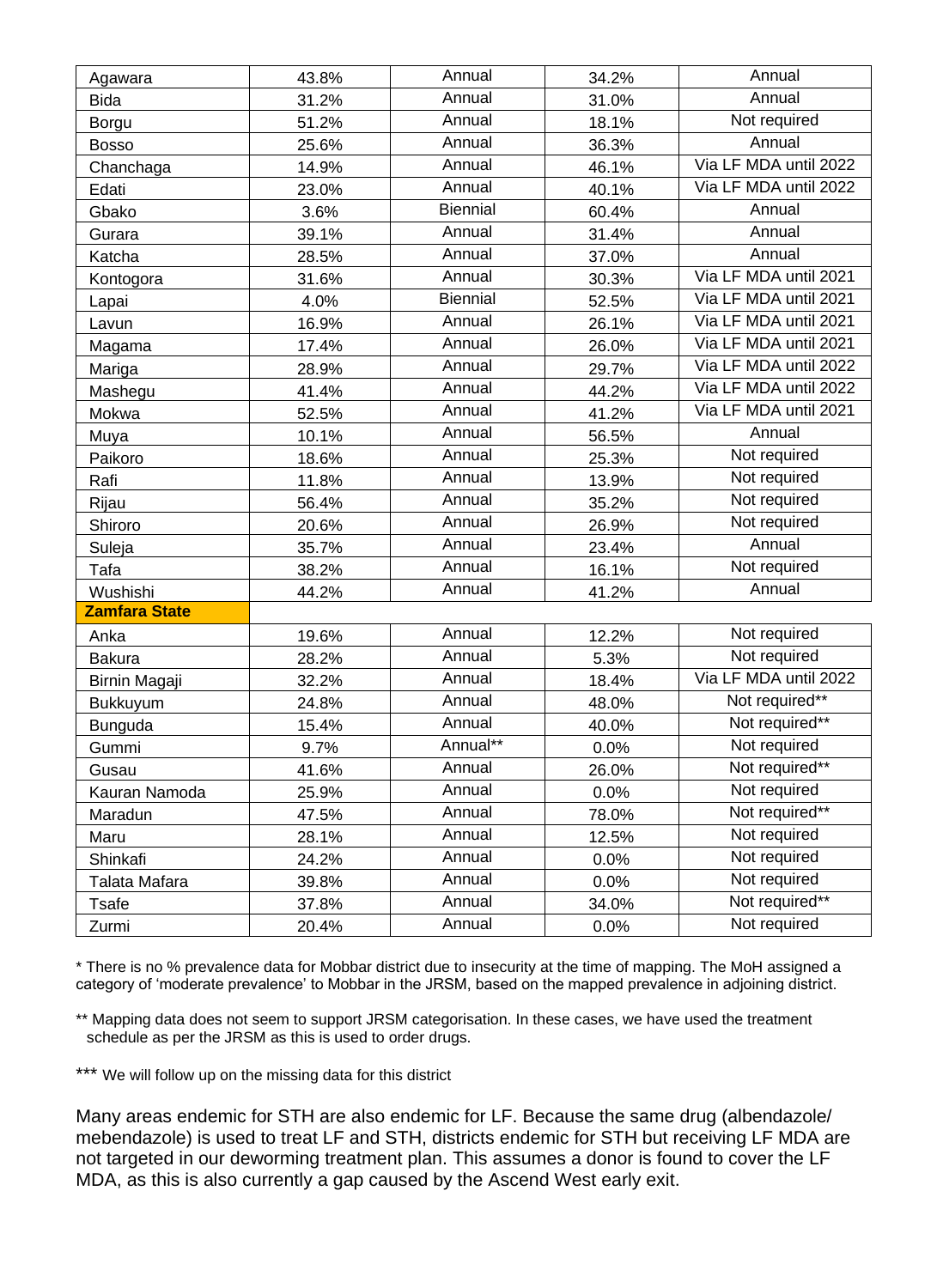| | | | | |
|---|---|---|---|---|
| Agawara | 43.8% | Annual | 34.2% | Annual |
| Bida | 31.2% | Annual | 31.0% | Annual |
| Borgu | 51.2% | Annual | 18.1% | Not required |
| Bosso | 25.6% | Annual | 36.3% | Annual |
| Chanchaga | 14.9% | Annual | 46.1% | Via LF MDA until 2022 |
| Edati | 23.0% | Annual | 40.1% | Via LF MDA until 2022 |
| Gbako | 3.6% | Biennial | 60.4% | Annual |
| Gurara | 39.1% | Annual | 31.4% | Annual |
| Katcha | 28.5% | Annual | 37.0% | Annual |
| Kontogora | 31.6% | Annual | 30.3% | Via LF MDA until 2021 |
| Lapai | 4.0% | Biennial | 52.5% | Via LF MDA until 2021 |
| Lavun | 16.9% | Annual | 26.1% | Via LF MDA until 2021 |
| Magama | 17.4% | Annual | 26.0% | Via LF MDA until 2021 |
| Mariga | 28.9% | Annual | 29.7% | Via LF MDA until 2022 |
| Mashegu | 41.4% | Annual | 44.2% | Via LF MDA until 2022 |
| Mokwa | 52.5% | Annual | 41.2% | Via LF MDA until 2021 |
| Muya | 10.1% | Annual | 56.5% | Annual |
| Paikoro | 18.6% | Annual | 25.3% | Not required |
| Rafi | 11.8% | Annual | 13.9% | Not required |
| Rijau | 56.4% | Annual | 35.2% | Not required |
| Shiroro | 20.6% | Annual | 26.9% | Not required |
| Suleja | 35.7% | Annual | 23.4% | Annual |
| Tafa | 38.2% | Annual | 16.1% | Not required |
| Wushishi | 44.2% | Annual | 41.2% | Annual |
| **Zamfara State** | | | | |
| Anka | 19.6% | Annual | 12.2% | Not required |
| Bakura | 28.2% | Annual | 5.3% | Not required |
| Birnin Magaji | 32.2% | Annual | 18.4% | Via LF MDA until 2022 |
| Bukkuyum | 24.8% | Annual | 48.0% | Not required** |
| Bunguda | 15.4% | Annual | 40.0% | Not required** |
| Gummi | 9.7% | Annual** | 0.0% | Not required |
| Gusau | 41.6% | Annual | 26.0% | Not required** |
| Kauran Namoda | 25.9% | Annual | 0.0% | Not required |
| Maradun | 47.5% | Annual | 78.0% | Not required** |
| Maru | 28.1% | Annual | 12.5% | Not required |
| Shinkafi | 24.2% | Annual | 0.0% | Not required |
| Talata Mafara | 39.8% | Annual | 0.0% | Not required |
| Tsafe | 37.8% | Annual | 34.0% | Not required** |
| Zurmi | 20.4% | Annual | 0.0% | Not required |

* There is no % prevalence data for Mobbar district due to insecurity at the time of mapping. The MoH assigned a category of 'moderate prevalence' to Mobbar in the JRSM, based on the mapped prevalence in adjoining district.

** Mapping data does not seem to support JRSM categorisation. In these cases, we have used the treatment schedule as per the JRSM as this is used to order drugs.

*** We will follow up on the missing data for this district

Many areas endemic for STH are also endemic for LF. Because the same drug (albendazole/mebendazole) is used to treat LF and STH, districts endemic for STH but receiving LF MDA are not targeted in our deworming treatment plan. This assumes a donor is found to cover the LF MDA, as this is also currently a gap caused by the Ascend West early exit.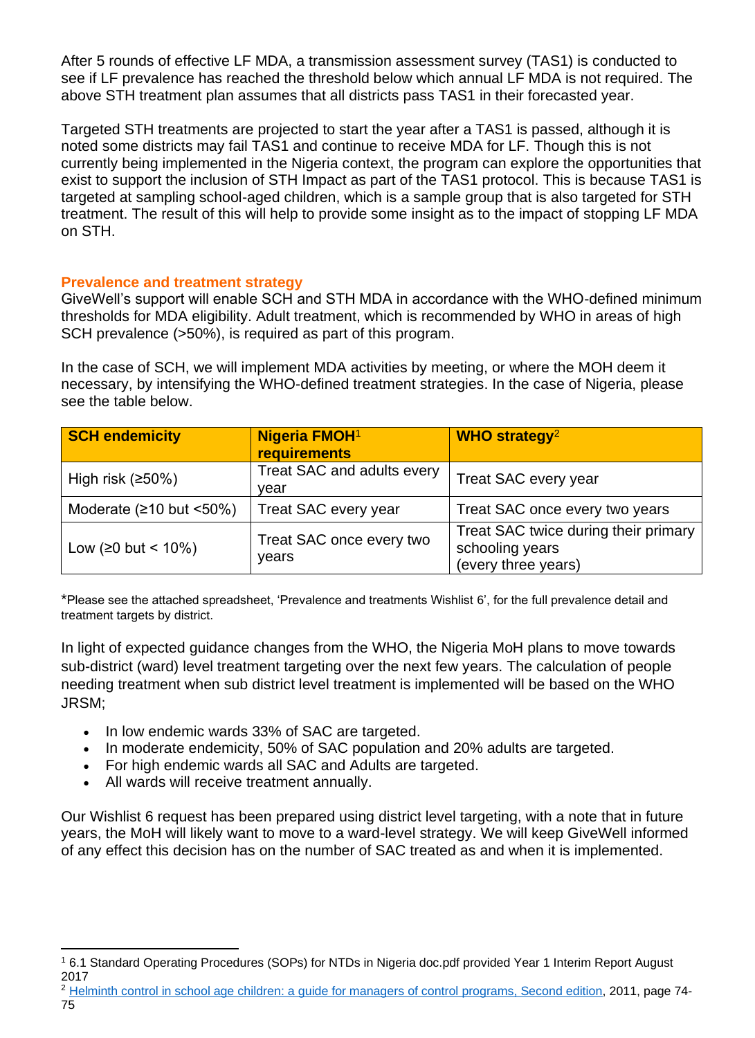After 5 rounds of effective LF MDA, a transmission assessment survey (TAS1) is conducted to see if LF prevalence has reached the threshold below which annual LF MDA is not required. The above STH treatment plan assumes that all districts pass TAS1 in their forecasted year.

Targeted STH treatments are projected to start the year after a TAS1 is passed, although it is noted some districts may fail TAS1 and continue to receive MDA for LF. Though this is not currently being implemented in the Nigeria context, the program can explore the opportunities that exist to support the inclusion of STH Impact as part of the TAS1 protocol. This is because TAS1 is targeted at sampling school-aged children, which is a sample group that is also targeted for STH treatment. The result of this will help to provide some insight as to the impact of stopping LF MDA on STH.

### Prevalence and treatment strategy

GiveWell's support will enable SCH and STH MDA in accordance with the WHO-defined minimum thresholds for MDA eligibility. Adult treatment, which is recommended by WHO in areas of high SCH prevalence (>50%), is required as part of this program.

In the case of SCH, we will implement MDA activities by meeting, or where the MOH deem it necessary, by intensifying the WHO-defined treatment strategies. In the case of Nigeria, please see the table below.

| SCH endemicity | Nigeria FMOH[1] requirements | WHO strategy[2] |
|---|---|---|
| High risk (≥50%) | Treat SAC and adults every year | Treat SAC every year |
| Moderate (≥10 but <50%) | Treat SAC every year | Treat SAC once every two years |
| Low (≥0 but < 10%) | Treat SAC once every two years | Treat SAC twice during their primary schooling years (every three years) |

*Please see the attached spreadsheet, 'Prevalence and treatments Wishlist 6', for the full prevalence detail and treatment targets by district.

In light of expected guidance changes from the WHO, the Nigeria MoH plans to move towards sub-district (ward) level treatment targeting over the next few years. The calculation of people needing treatment when sub district level treatment is implemented will be based on the WHO JRSM;

- In low endemic wards 33% of SAC are targeted.
- In moderate endemicity, 50% of SAC population and 20% adults are targeted.
- For high endemic wards all SAC and Adults are targeted.
- All wards will receive treatment annually.

Our Wishlist 6 request has been prepared using district level targeting, with a note that in future years, the MoH will likely want to move to a ward-level strategy. We will keep GiveWell informed of any effect this decision has on the number of SAC treated as and when it is implemented.

---

[1] 6.1 Standard Operating Procedures (SOPs) for NTDs in Nigeria doc.pdf provided Year 1 Interim Report August 2017

[2] Helminth control in school age children: a guide for managers of control programs, Second edition, 2011, page 74-75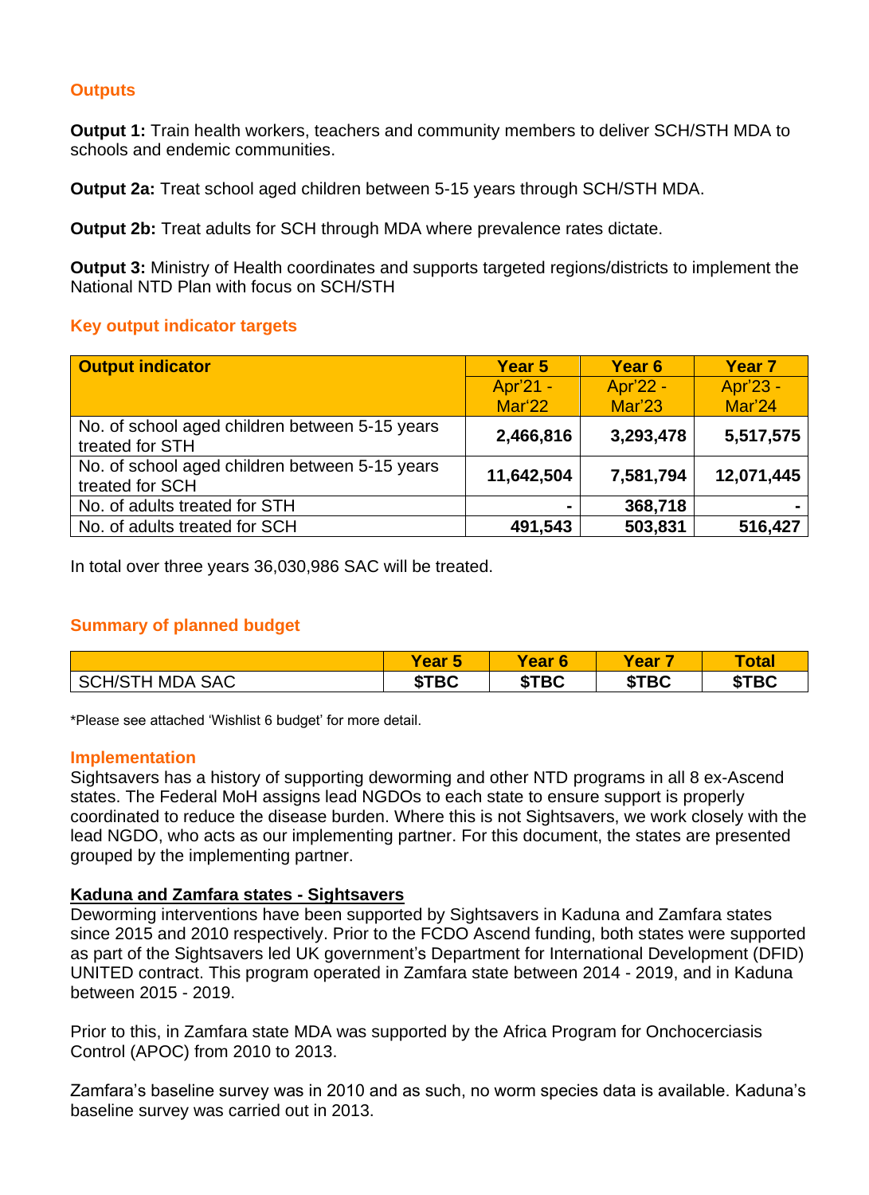## Outputs

**Output 1:** Train health workers, teachers and community members to deliver SCH/STH MDA to schools and endemic communities.

**Output 2a:** Treat school aged children between 5-15 years through SCH/STH MDA.

**Output 2b:** Treat adults for SCH through MDA where prevalence rates dictate.

**Output 3:** Ministry of Health coordinates and supports targeted regions/districts to implement the National NTD Plan with focus on SCH/STH

## Key output indicator targets

| Output indicator | Year 5 Apr'21 - Mar'22 | Year 6 Apr'22 - Mar'23 | Year 7 Apr'23 - Mar'24 |
|---|---|---|---|
| No. of school aged children between 5-15 years treated for STH | **2,466,816** | **3,293,478** | **5,517,575** |
| No. of school aged children between 5-15 years treated for SCH | **11,642,504** | **7,581,794** | **12,071,445** |
| No. of adults treated for STH | **-** | **368,718** | **-** |
| No. of adults treated for SCH | **491,543** | **503,831** | **516,427** |

In total over three years 36,030,986 SAC will be treated.

## Summary of planned budget

| | Year 5 | Year 6 | Year 7 | Total |
|---|---|---|---|---|
| SCH/STH MDA SAC | **$TBC** | **$TBC** | **$TBC** | **$TBC** |

*Please see attached 'Wishlist 6 budget' for more detail.

## Implementation

Sightsavers has a history of supporting deworming and other NTD programs in all 8 ex-Ascend states. The Federal MoH assigns lead NGDOs to each state to ensure support is properly coordinated to reduce the disease burden. Where this is not Sightsavers, we work closely with the lead NGDO, who acts as our implementing partner. For this document, the states are presented grouped by the implementing partner.

### Kaduna and Zamfara states - Sightsavers

Deworming interventions have been supported by Sightsavers in Kaduna and Zamfara states since 2015 and 2010 respectively. Prior to the FCDO Ascend funding, both states were supported as part of the Sightsavers led UK government's Department for International Development (DFID) UNITED contract. This program operated in Zamfara state between 2014 - 2019, and in Kaduna between 2015 - 2019.

Prior to this, in Zamfara state MDA was supported by the Africa Program for Onchocerciasis Control (APOC) from 2010 to 2013.

Zamfara's baseline survey was in 2010 and as such, no worm species data is available. Kaduna's baseline survey was carried out in 2013.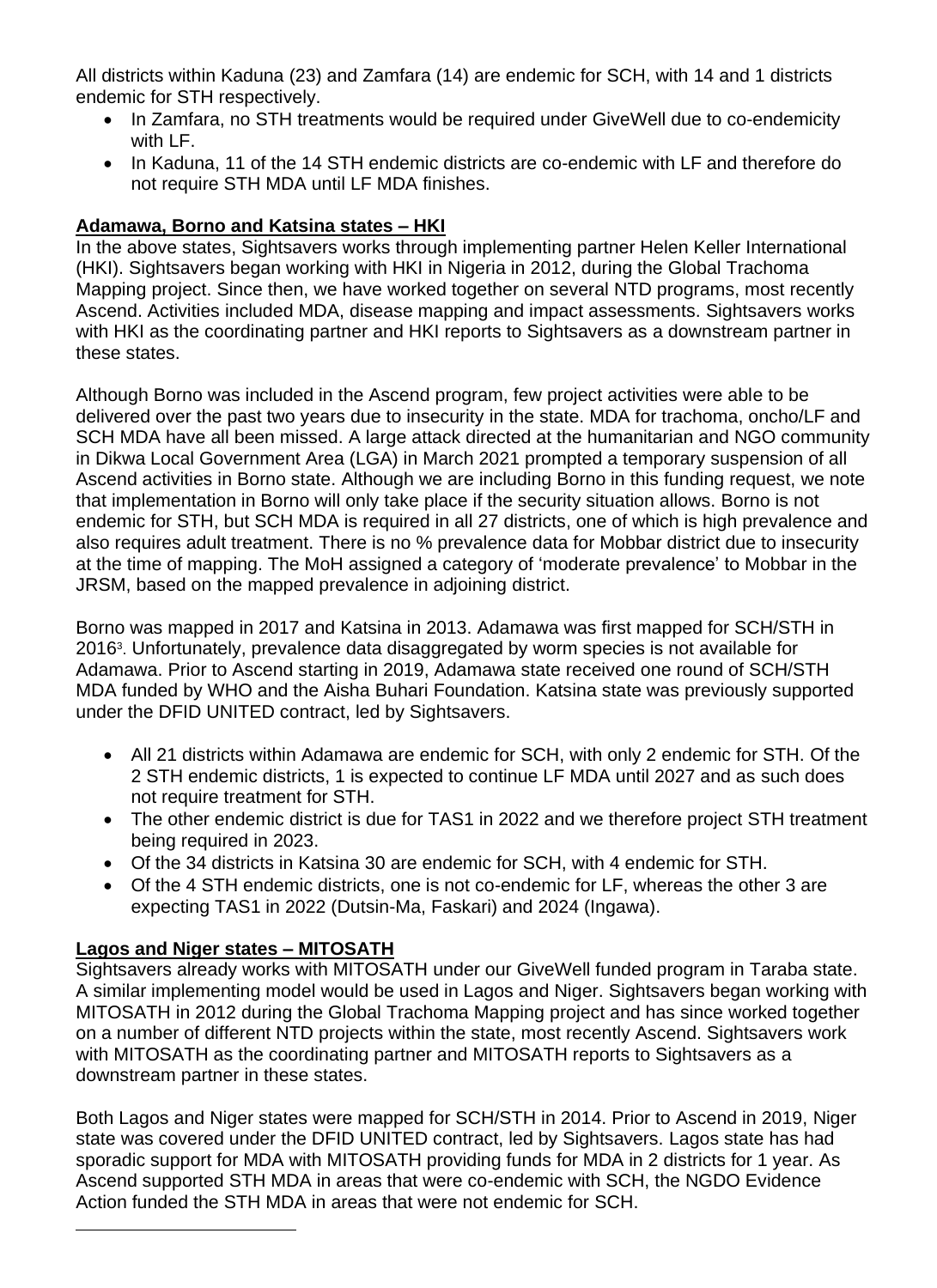All districts within Kaduna (23) and Zamfara (14) are endemic for SCH, with 14 and 1 districts endemic for STH respectively.

- In Zamfara, no STH treatments would be required under GiveWell due to co-endemicity with LF.
- In Kaduna, 11 of the 14 STH endemic districts are co-endemic with LF and therefore do not require STH MDA until LF MDA finishes.

**Adamawa, Borno and Katsina states – HKI**

In the above states, Sightsavers works through implementing partner Helen Keller International (HKI). Sightsavers began working with HKI in Nigeria in 2012, during the Global Trachoma Mapping project. Since then, we have worked together on several NTD programs, most recently Ascend. Activities included MDA, disease mapping and impact assessments. Sightsavers works with HKI as the coordinating partner and HKI reports to Sightsavers as a downstream partner in these states.

Although Borno was included in the Ascend program, few project activities were able to be delivered over the past two years due to insecurity in the state. MDA for trachoma, oncho/LF and SCH MDA have all been missed. A large attack directed at the humanitarian and NGO community in Dikwa Local Government Area (LGA) in March 2021 prompted a temporary suspension of all Ascend activities in Borno state. Although we are including Borno in this funding request, we note that implementation in Borno will only take place if the security situation allows. Borno is not endemic for STH, but SCH MDA is required in all 27 districts, one of which is high prevalence and also requires adult treatment. There is no % prevalence data for Mobbar district due to insecurity at the time of mapping. The MoH assigned a category of 'moderate prevalence' to Mobbar in the JRSM, based on the mapped prevalence in adjoining district.

Borno was mapped in 2017 and Katsina in 2013. Adamawa was first mapped for SCH/STH in 2016[3]. Unfortunately, prevalence data disaggregated by worm species is not available for Adamawa. Prior to Ascend starting in 2019, Adamawa state received one round of SCH/STH MDA funded by WHO and the Aisha Buhari Foundation. Katsina state was previously supported under the DFID UNITED contract, led by Sightsavers.

- All 21 districts within Adamawa are endemic for SCH, with only 2 endemic for STH. Of the 2 STH endemic districts, 1 is expected to continue LF MDA until 2027 and as such does not require treatment for STH.
- The other endemic district is due for TAS1 in 2022 and we therefore project STH treatment being required in 2023.
- Of the 34 districts in Katsina 30 are endemic for SCH, with 4 endemic for STH.
- Of the 4 STH endemic districts, one is not co-endemic for LF, whereas the other 3 are expecting TAS1 in 2022 (Dutsin-Ma, Faskari) and 2024 (Ingawa).

**Lagos and Niger states – MITOSATH**

Sightsavers already works with MITOSATH under our GiveWell funded program in Taraba state. A similar implementing model would be used in Lagos and Niger. Sightsavers began working with MITOSATH in 2012 during the Global Trachoma Mapping project and has since worked together on a number of different NTD projects within the state, most recently Ascend. Sightsavers work with MITOSATH as the coordinating partner and MITOSATH reports to Sightsavers as a downstream partner in these states.

Both Lagos and Niger states were mapped for SCH/STH in 2014. Prior to Ascend in 2019, Niger state was covered under the DFID UNITED contract, led by Sightsavers. Lagos state has had sporadic support for MDA with MITOSATH providing funds for MDA in 2 districts for 1 year. As Ascend supported STH MDA in areas that were co-endemic with SCH, the NGDO Evidence Action funded the STH MDA in areas that were not endemic for SCH.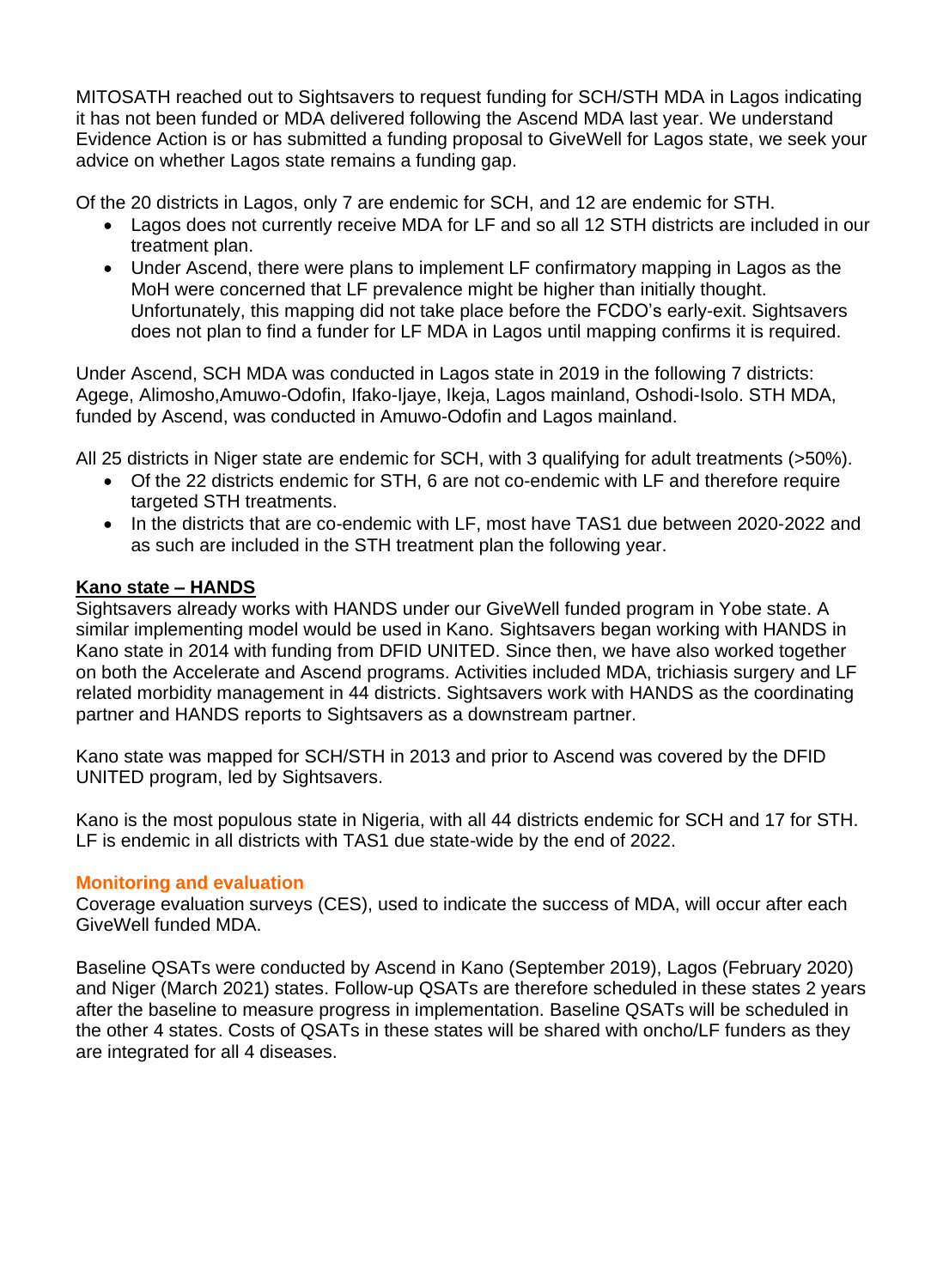MITOSATH reached out to Sightsavers to request funding for SCH/STH MDA in Lagos indicating it has not been funded or MDA delivered following the Ascend MDA last year. We understand Evidence Action is or has submitted a funding proposal to GiveWell for Lagos state, we seek your advice on whether Lagos state remains a funding gap.

Of the 20 districts in Lagos, only 7 are endemic for SCH, and 12 are endemic for STH.

- Lagos does not currently receive MDA for LF and so all 12 STH districts are included in our treatment plan.
- Under Ascend, there were plans to implement LF confirmatory mapping in Lagos as the MoH were concerned that LF prevalence might be higher than initially thought. Unfortunately, this mapping did not take place before the FCDO's early-exit. Sightsavers does not plan to find a funder for LF MDA in Lagos until mapping confirms it is required.

Under Ascend, SCH MDA was conducted in Lagos state in 2019 in the following 7 districts: Agege, Alimosho,Amuwo-Odofin, Ifako-Ijaye, Ikeja, Lagos mainland, Oshodi-Isolo. STH MDA, funded by Ascend, was conducted in Amuwo-Odofin and Lagos mainland.

All 25 districts in Niger state are endemic for SCH, with 3 qualifying for adult treatments (>50%).

- Of the 22 districts endemic for STH, 6 are not co-endemic with LF and therefore require targeted STH treatments.
- In the districts that are co-endemic with LF, most have TAS1 due between 2020-2022 and as such are included in the STH treatment plan the following year.

**<u>Kano state – HANDS</u>**

Sightsavers already works with HANDS under our GiveWell funded program in Yobe state. A similar implementing model would be used in Kano. Sightsavers began working with HANDS in Kano state in 2014 with funding from DFID UNITED. Since then, we have also worked together on both the Accelerate and Ascend programs. Activities included MDA, trichiasis surgery and LF related morbidity management in 44 districts. Sightsavers work with HANDS as the coordinating partner and HANDS reports to Sightsavers as a downstream partner.

Kano state was mapped for SCH/STH in 2013 and prior to Ascend was covered by the DFID UNITED program, led by Sightsavers.

Kano is the most populous state in Nigeria, with all 44 districts endemic for SCH and 17 for STH. LF is endemic in all districts with TAS1 due state-wide by the end of 2022.

### Monitoring and evaluation

Coverage evaluation surveys (CES), used to indicate the success of MDA, will occur after each GiveWell funded MDA.

Baseline QSATs were conducted by Ascend in Kano (September 2019), Lagos (February 2020) and Niger (March 2021) states. Follow-up QSATs are therefore scheduled in these states 2 years after the baseline to measure progress in implementation. Baseline QSATs will be scheduled in the other 4 states. Costs of QSATs in these states will be shared with oncho/LF funders as they are integrated for all 4 diseases.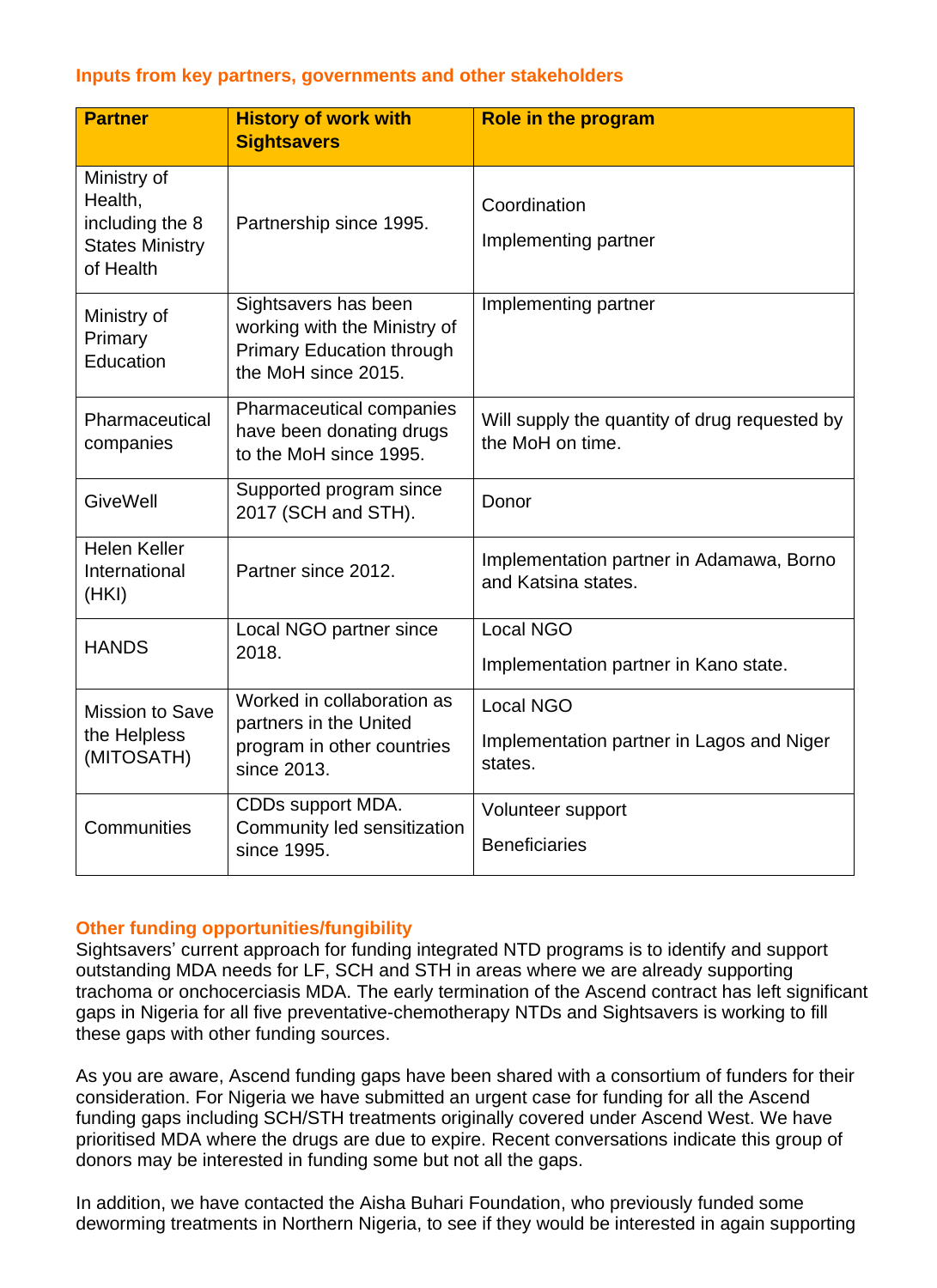### Inputs from key partners, governments and other stakeholders

| Partner | History of work with Sightsavers | Role in the program |
|---|---|---|
| Ministry of Health, including the 8 States Ministry of Health | Partnership since 1995. | Coordination<br><br>Implementing partner |
| Ministry of Primary Education | Sightsavers has been working with the Ministry of Primary Education through the MoH since 2015. | Implementing partner |
| Pharmaceutical companies | Pharmaceutical companies have been donating drugs to the MoH since 1995. | Will supply the quantity of drug requested by the MoH on time. |
| GiveWell | Supported program since 2017 (SCH and STH). | Donor |
| Helen Keller International (HKI) | Partner since 2012. | Implementation partner in Adamawa, Borno and Katsina states. |
| HANDS | Local NGO partner since 2018. | Local NGO<br><br>Implementation partner in Kano state. |
| Mission to Save the Helpless (MITOSATH) | Worked in collaboration as partners in the United program in other countries since 2013. | Local NGO<br><br>Implementation partner in Lagos and Niger states. |
| Communities | CDDs support MDA. Community led sensitization since 1995. | Volunteer support<br><br>Beneficiaries |

### Other funding opportunities/fungibility

Sightsavers' current approach for funding integrated NTD programs is to identify and support outstanding MDA needs for LF, SCH and STH in areas where we are already supporting trachoma or onchocerciasis MDA. The early termination of the Ascend contract has left significant gaps in Nigeria for all five preventative-chemotherapy NTDs and Sightsavers is working to fill these gaps with other funding sources.

As you are aware, Ascend funding gaps have been shared with a consortium of funders for their consideration. For Nigeria we have submitted an urgent case for funding for all the Ascend funding gaps including SCH/STH treatments originally covered under Ascend West. We have prioritised MDA where the drugs are due to expire. Recent conversations indicate this group of donors may be interested in funding some but not all the gaps.

In addition, we have contacted the Aisha Buhari Foundation, who previously funded some deworming treatments in Northern Nigeria, to see if they would be interested in again supporting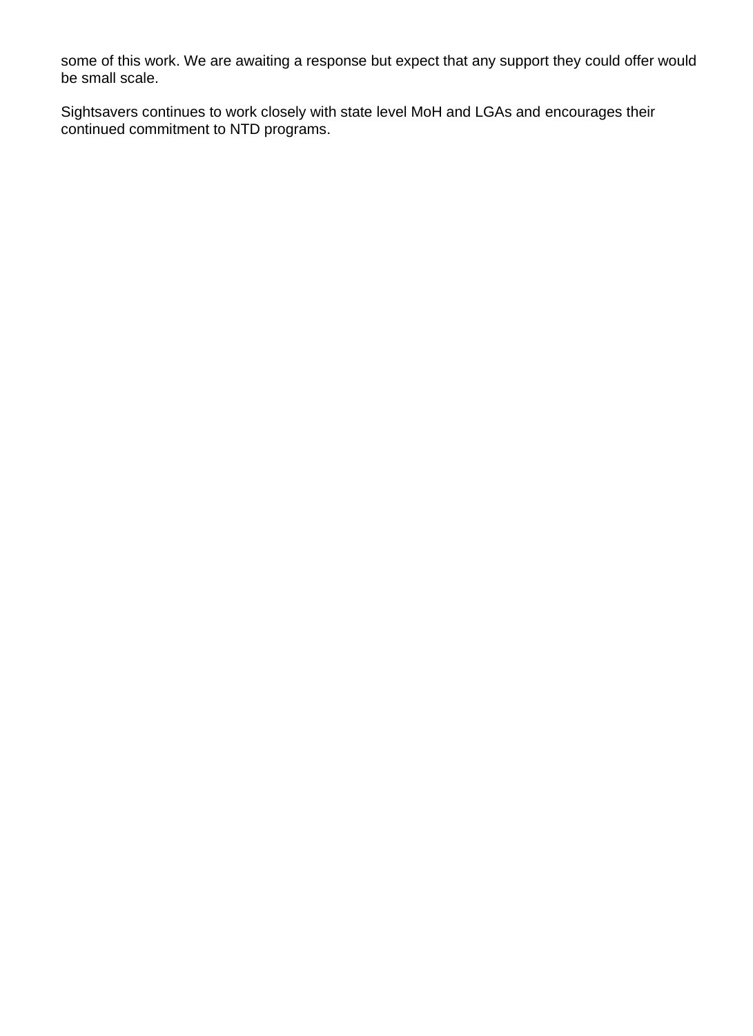some of this work. We are awaiting a response but expect that any support they could offer would be small scale.

Sightsavers continues to work closely with state level MoH and LGAs and encourages their continued commitment to NTD programs.